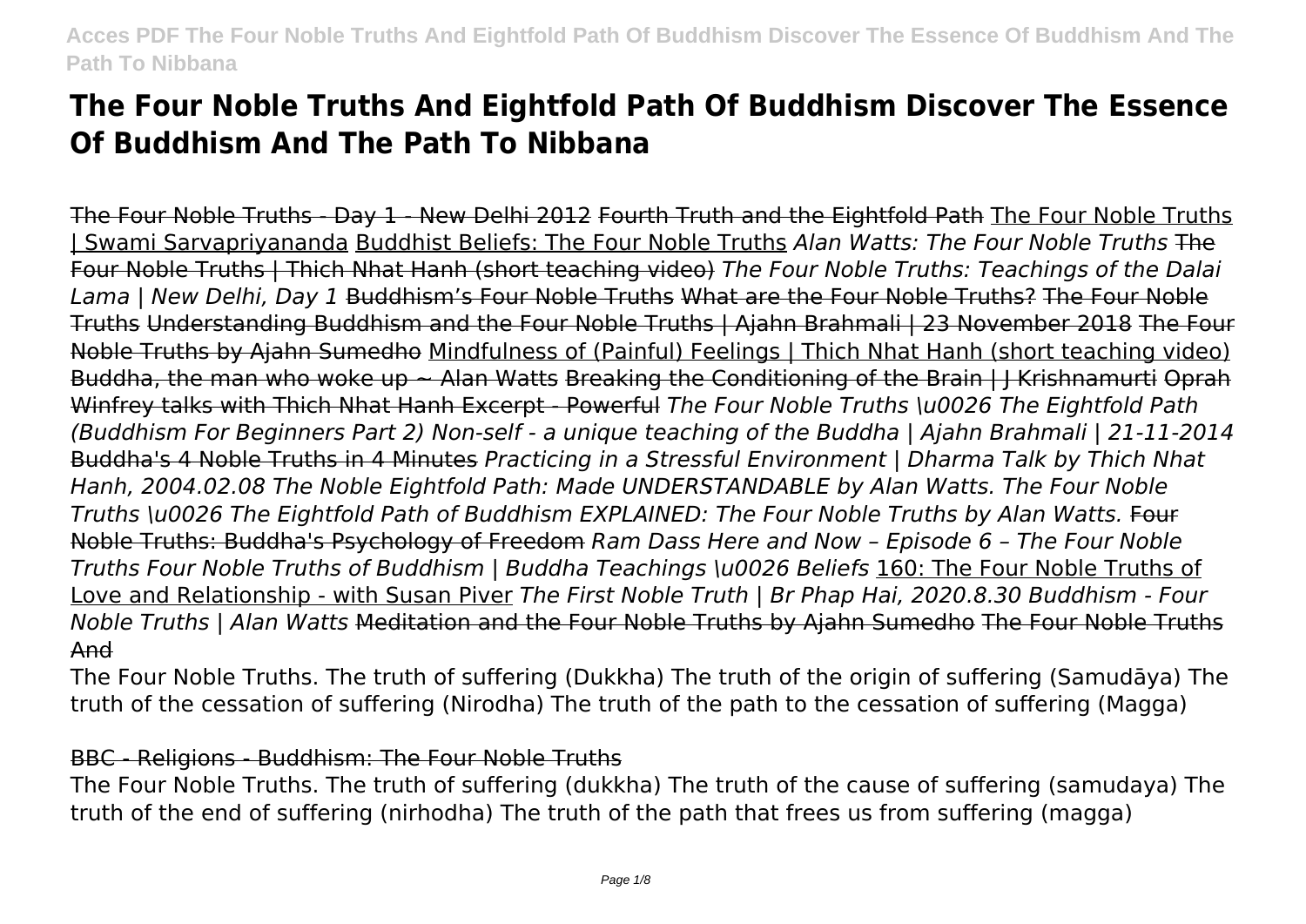# The Four Noble Truths And Eightfold Path Of Buddhism Discover The Essence Of Buddhism And The Path To Nibbana

The Four Noble Truths - Day 1 - New Delhi 2012 Fourth Truth and the Eightfold Path The Four Noble Truths | Swami Sarvapriyananda Buddhist Beliefs: The Four Noble Truths *Alan Watts: The Four Noble Truths* The Four Noble Truths | Thich Nhat Hanh (short teaching video) *The Four Noble Truths: Teachings of the Dalai Lama | New Delhi, Day 1* Buddhism's Four Noble Truths What are the Four Noble Truths? The Four Noble Truths Understanding Buddhism and the Four Noble Truths | Ajahn Brahmali | 23 November 2018 The Four Noble Truths by Ajahn Sumedho Mindfulness of (Painful) Feelings | Thich Nhat Hanh (short teaching video) Buddha, the man who woke up ~ Alan Watts Breaking the Conditioning of the Brain | J Krishnamurti Oprah Winfrey talks with Thich Nhat Hanh Excerpt - Powerful *The Four Noble Truths \u0026 The Eightfold Path (Buddhism For Beginners Part 2) Non-self - a unique teaching of the Buddha | Ajahn Brahmali | 21-11-2014* Buddha's 4 Noble Truths in 4 Minutes *Practicing in a Stressful Environment | Dharma Talk by Thich Nhat Hanh, 2004.02.08 The Noble Eightfold Path: Made UNDERSTANDABLE by Alan Watts. The Four Noble Truths \u0026 The Eightfold Path of Buddhism EXPLAINED: The Four Noble Truths by Alan Watts.* Four Noble Truths: Buddha's Psychology of Freedom *Ram Dass Here and Now – Episode 6 – The Four Noble Truths Four Noble Truths of Buddhism | Buddha Teachings \u0026 Beliefs* 160: The Four Noble Truths of Love and Relationship - with Susan Piver *The First Noble Truth | Br Phap Hai, 2020.8.30 Buddhism - Four Noble Truths | Alan Watts* Meditation and the Four Noble Truths by Ajahn Sumedho The Four Noble Truths And

The Four Noble Truths. The truth of suffering (Dukkha) The truth of the origin of suffering (Samudāya) The truth of the cessation of suffering (Nirodha) The truth of the path to the cessation of suffering (Magga)

BBC - Religions - Buddhism: The Four Noble Truths

The Four Noble Truths. The truth of suffering (dukkha) The truth of the cause of suffering (samudaya) The truth of the end of suffering (nirhodha) The truth of the path that frees us from suffering (magga)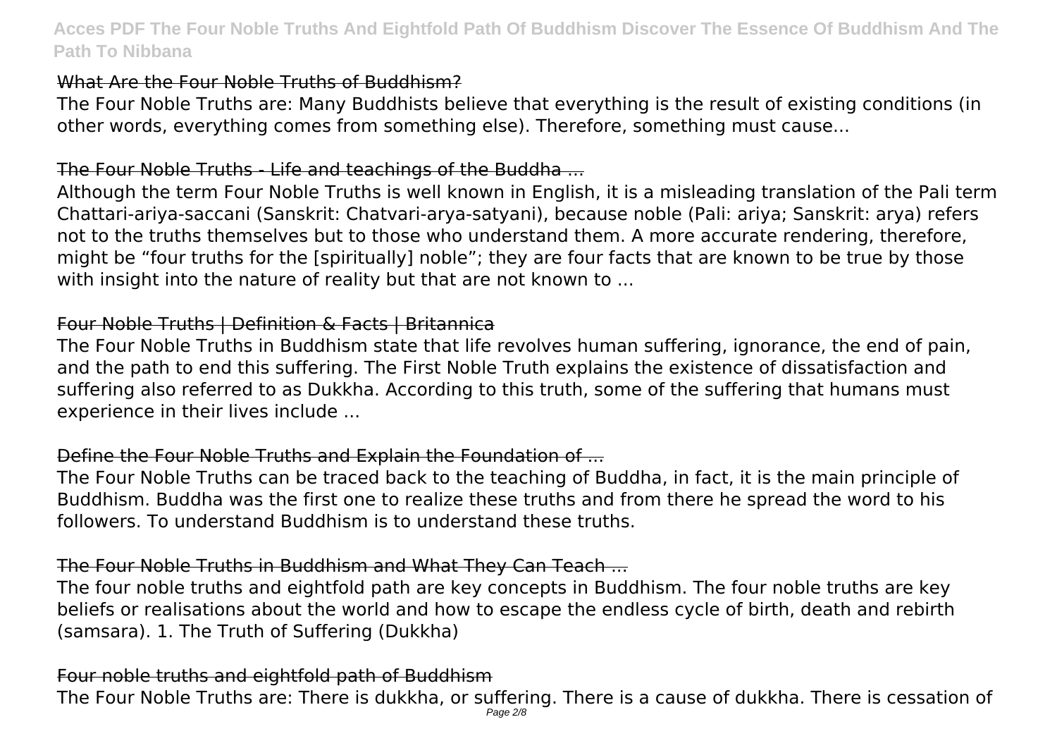## What Are the Four Noble Truths of Buddhism?

The Four Noble Truths are: Many Buddhists believe that everything is the result of existing conditions (in other words, everything comes from something else). Therefore, something must cause...

## The Four Noble Truths - Life and teachings of the Buddha ...

Although the term Four Noble Truths is well known in English, it is a misleading translation of the Pali term Chattari-ariya-saccani (Sanskrit: Chatvari-arya-satyani), because noble (Pali: ariya; Sanskrit: arya) refers not to the truths themselves but to those who understand them. A more accurate rendering, therefore, might be "four truths for the [spiritually] noble"; they are four facts that are known to be true by those with insight into the nature of reality but that are not known to ...

## Four Noble Truths | Definition & Facts | Britannica

The Four Noble Truths in Buddhism state that life revolves human suffering, ignorance, the end of pain, and the path to end this suffering. The First Noble Truth explains the existence of dissatisfaction and suffering also referred to as Dukkha. According to this truth, some of the suffering that humans must experience in their lives include ...

## Define the Four Noble Truths and Explain the Foundation of ...

The Four Noble Truths can be traced back to the teaching of Buddha, in fact, it is the main principle of Buddhism. Buddha was the first one to realize these truths and from there he spread the word to his followers. To understand Buddhism is to understand these truths.

## The Four Noble Truths in Buddhism and What They Can Teach ...

The four noble truths and eightfold path are key concepts in Buddhism. The four noble truths are key beliefs or realisations about the world and how to escape the endless cycle of birth, death and rebirth (samsara). 1. The Truth of Suffering (Dukkha)

## Four noble truths and eightfold path of Buddhism

The Four Noble Truths are: There is dukkha, or suffering. There is a cause of dukkha. There is cessation of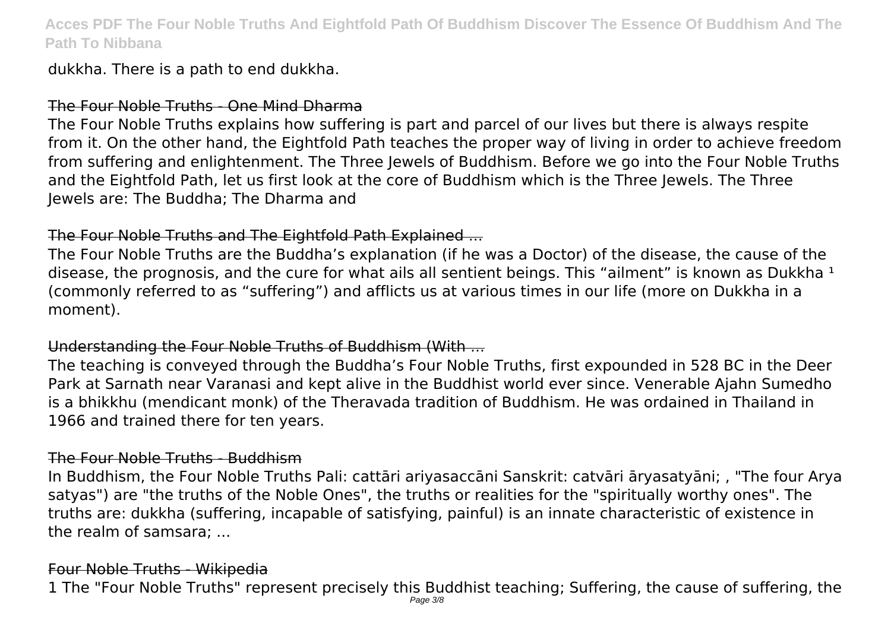dukkha. There is a path to end dukkha.

## The Four Noble Truths - One Mind Dharma

The Four Noble Truths explains how suffering is part and parcel of our lives but there is always respite from it. On the other hand, the Eightfold Path teaches the proper way of living in order to achieve freedom from suffering and enlightenment. The Three Jewels of Buddhism. Before we go into the Four Noble Truths and the Eightfold Path, let us first look at the core of Buddhism which is the Three Jewels. The Three Jewels are: The Buddha; The Dharma and

## The Four Noble Truths and The Eightfold Path Explained ...

The Four Noble Truths are the Buddha's explanation (if he was a Doctor) of the disease, the cause of the disease, the prognosis, and the cure for what ails all sentient beings. This "ailment" is known as Dukkha [1] (commonly referred to as "suffering") and afflicts us at various times in our life (more on Dukkha in a moment).

## Understanding the Four Noble Truths of Buddhism (With ...

The teaching is conveyed through the Buddha's Four Noble Truths, first expounded in 528 BC in the Deer Park at Sarnath near Varanasi and kept alive in the Buddhist world ever since. Venerable Ajahn Sumedho is a bhikkhu (mendicant monk) of the Theravada tradition of Buddhism. He was ordained in Thailand in 1966 and trained there for ten years.

## The Four Noble Truths - Buddhism

In Buddhism, the Four Noble Truths Pali: cattāri ariyasaccāni Sanskrit: catvāri āryasatyāni; , "The four Arya satyas") are "the truths of the Noble Ones", the truths or realities for the "spiritually worthy ones". The truths are: dukkha (suffering, incapable of satisfying, painful) is an innate characteristic of existence in the realm of samsara; ...

## Four Noble Truths - Wikipedia

1 The "Four Noble Truths" represent precisely this Buddhist teaching; Suffering, the cause of suffering, the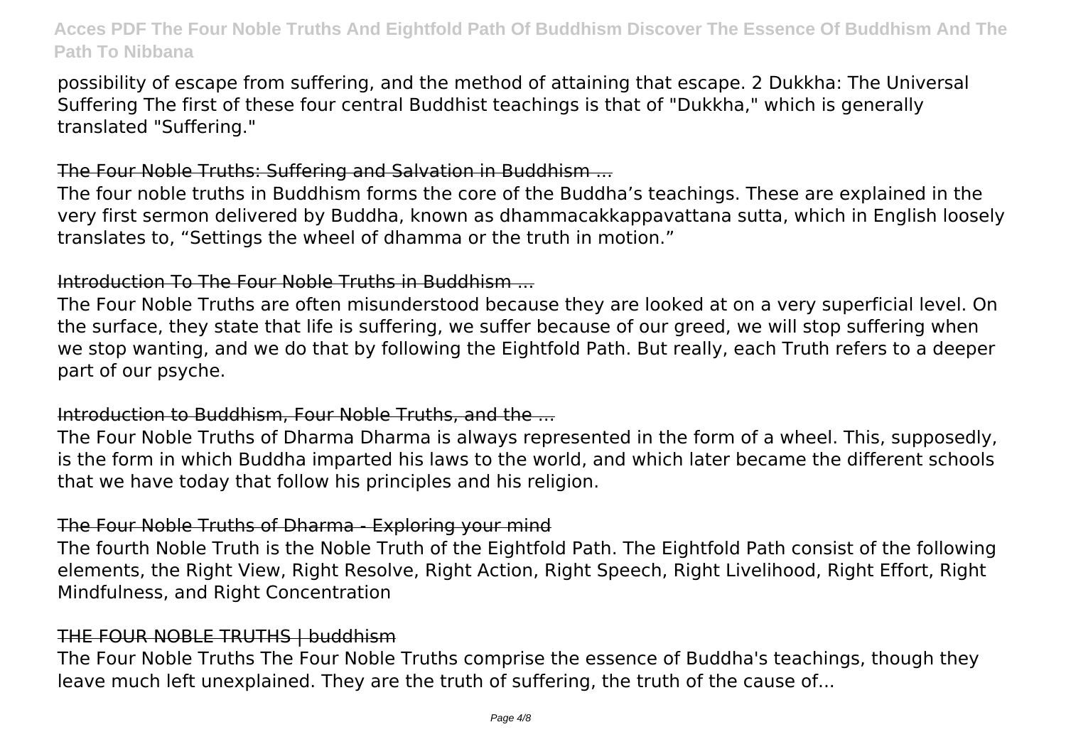possibility of escape from suffering, and the method of attaining that escape. 2 Dukkha: The Universal Suffering The first of these four central Buddhist teachings is that of "Dukkha," which is generally translated "Suffering."

## The Four Noble Truths: Suffering and Salvation in Buddhism ...

The four noble truths in Buddhism forms the core of the Buddha's teachings. These are explained in the very first sermon delivered by Buddha, known as dhammacakkappavattana sutta, which in English loosely translates to, "Settings the wheel of dhamma or the truth in motion."

## Introduction To The Four Noble Truths in Buddhism ...

The Four Noble Truths are often misunderstood because they are looked at on a very superficial level. On the surface, they state that life is suffering, we suffer because of our greed, we will stop suffering when we stop wanting, and we do that by following the Eightfold Path. But really, each Truth refers to a deeper part of our psyche.

## Introduction to Buddhism, Four Noble Truths, and the ...

The Four Noble Truths of Dharma Dharma is always represented in the form of a wheel. This, supposedly, is the form in which Buddha imparted his laws to the world, and which later became the different schools that we have today that follow his principles and his religion.

## The Four Noble Truths of Dharma - Exploring your mind

The fourth Noble Truth is the Noble Truth of the Eightfold Path. The Eightfold Path consist of the following elements, the Right View, Right Resolve, Right Action, Right Speech, Right Livelihood, Right Effort, Right Mindfulness, and Right Concentration

## THE FOUR NOBLE TRUTHS | buddhism

The Four Noble Truths The Four Noble Truths comprise the essence of Buddha's teachings, though they leave much left unexplained. They are the truth of suffering, the truth of the cause of...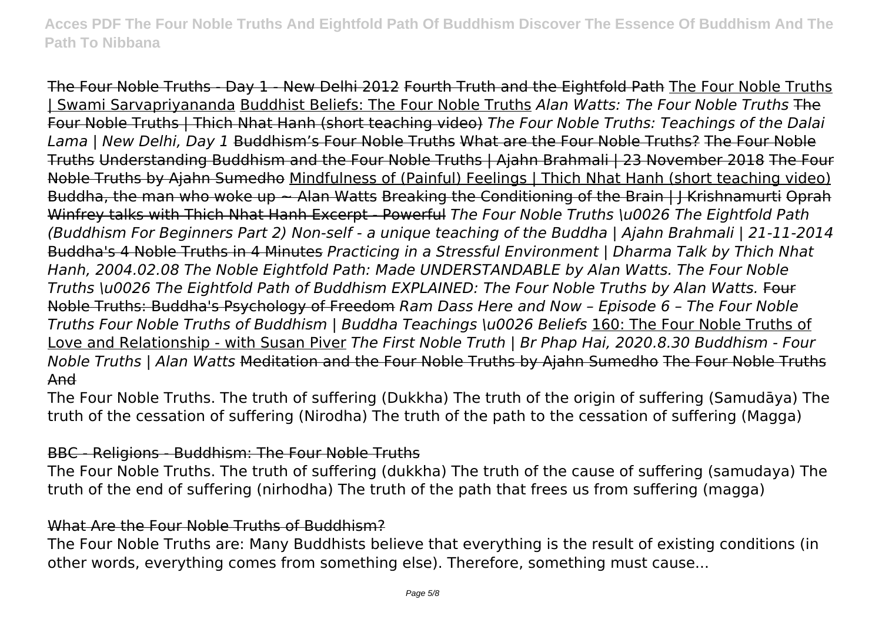The Four Noble Truths - Day 1 - New Delhi 2012 Fourth Truth and the Eightfold Path The Four Noble Truths | Swami Sarvapriyananda Buddhist Beliefs: The Four Noble Truths *Alan Watts: The Four Noble Truths* The Four Noble Truths | Thich Nhat Hanh (short teaching video) *The Four Noble Truths: Teachings of the Dalai Lama | New Delhi, Day 1* Buddhism's Four Noble Truths What are the Four Noble Truths? The Four Noble Truths Understanding Buddhism and the Four Noble Truths | Ajahn Brahmali | 23 November 2018 The Four Noble Truths by Ajahn Sumedho Mindfulness of (Painful) Feelings | Thich Nhat Hanh (short teaching video) Buddha, the man who woke up ~ Alan Watts Breaking the Conditioning of the Brain | J Krishnamurti Oprah Winfrey talks with Thich Nhat Hanh Excerpt - Powerful *The Four Noble Truths \u0026 The Eightfold Path (Buddhism For Beginners Part 2) Non-self - a unique teaching of the Buddha | Ajahn Brahmali | 21-11-2014* Buddha's 4 Noble Truths in 4 Minutes *Practicing in a Stressful Environment | Dharma Talk by Thich Nhat Hanh, 2004.02.08 The Noble Eightfold Path: Made UNDERSTANDABLE by Alan Watts. The Four Noble Truths \u0026 The Eightfold Path of Buddhism EXPLAINED: The Four Noble Truths by Alan Watts.* Four Noble Truths: Buddha's Psychology of Freedom *Ram Dass Here and Now – Episode 6 – The Four Noble Truths Four Noble Truths of Buddhism | Buddha Teachings \u0026 Beliefs* 160: The Four Noble Truths of Love and Relationship - with Susan Piver *The First Noble Truth | Br Phap Hai, 2020.8.30 Buddhism - Four Noble Truths | Alan Watts* Meditation and the Four Noble Truths by Ajahn Sumedho The Four Noble Truths And

The Four Noble Truths. The truth of suffering (Dukkha) The truth of the origin of suffering (Samudāya) The truth of the cessation of suffering (Nirodha) The truth of the path to the cessation of suffering (Magga)

BBC - Religions - Buddhism: The Four Noble Truths

The Four Noble Truths. The truth of suffering (dukkha) The truth of the cause of suffering (samudaya) The truth of the end of suffering (nirhodha) The truth of the path that frees us from suffering (magga)

What Are the Four Noble Truths of Buddhism?

The Four Noble Truths are: Many Buddhists believe that everything is the result of existing conditions (in other words, everything comes from something else). Therefore, something must cause...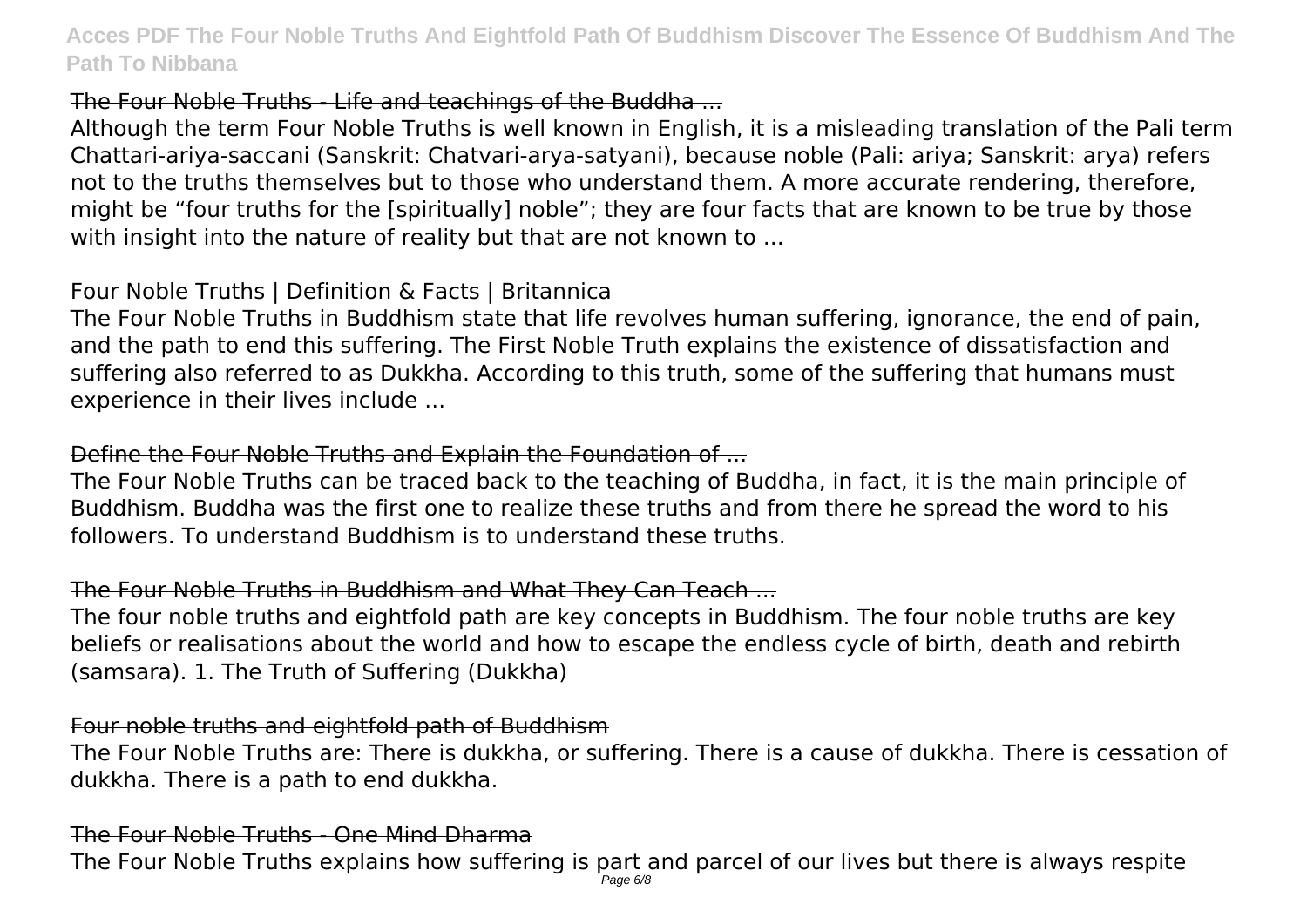## The Four Noble Truths - Life and teachings of the Buddha ...

Although the term Four Noble Truths is well known in English, it is a misleading translation of the Pali term Chattari-ariya-saccani (Sanskrit: Chatvari-arya-satyani), because noble (Pali: ariya; Sanskrit: arya) refers not to the truths themselves but to those who understand them. A more accurate rendering, therefore, might be "four truths for the [spiritually] noble"; they are four facts that are known to be true by those with insight into the nature of reality but that are not known to ...

## Four Noble Truths | Definition & Facts | Britannica

The Four Noble Truths in Buddhism state that life revolves human suffering, ignorance, the end of pain, and the path to end this suffering. The First Noble Truth explains the existence of dissatisfaction and suffering also referred to as Dukkha. According to this truth, some of the suffering that humans must experience in their lives include ...

## Define the Four Noble Truths and Explain the Foundation of ...

The Four Noble Truths can be traced back to the teaching of Buddha, in fact, it is the main principle of Buddhism. Buddha was the first one to realize these truths and from there he spread the word to his followers. To understand Buddhism is to understand these truths.

## The Four Noble Truths in Buddhism and What They Can Teach ...

The four noble truths and eightfold path are key concepts in Buddhism. The four noble truths are key beliefs or realisations about the world and how to escape the endless cycle of birth, death and rebirth (samsara). 1. The Truth of Suffering (Dukkha)

## Four noble truths and eightfold path of Buddhism

The Four Noble Truths are: There is dukkha, or suffering. There is a cause of dukkha. There is cessation of dukkha. There is a path to end dukkha.

## The Four Noble Truths - One Mind Dharma

The Four Noble Truths explains how suffering is part and parcel of our lives but there is always respite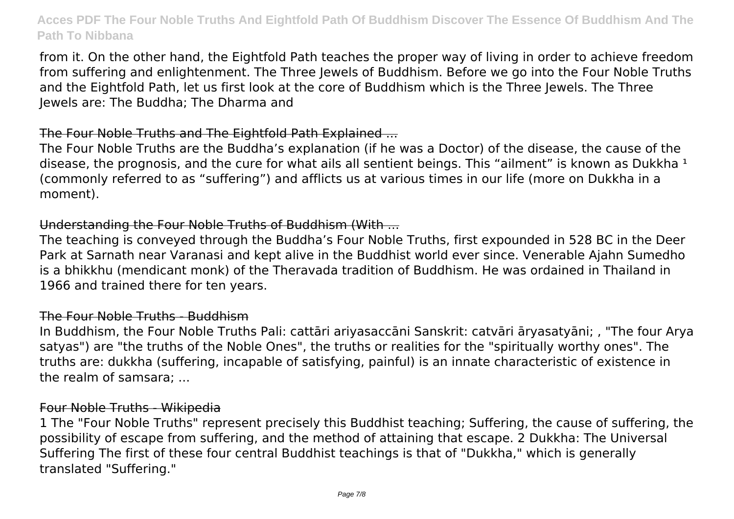from it. On the other hand, the Eightfold Path teaches the proper way of living in order to achieve freedom from suffering and enlightenment. The Three Jewels of Buddhism. Before we go into the Four Noble Truths and the Eightfold Path, let us first look at the core of Buddhism which is the Three Jewels. The Three Jewels are: The Buddha; The Dharma and

## The Four Noble Truths and The Eightfold Path Explained ...

The Four Noble Truths are the Buddha's explanation (if he was a Doctor) of the disease, the cause of the disease, the prognosis, and the cure for what ails all sentient beings. This "ailment" is known as Dukkha [1] (commonly referred to as "suffering") and afflicts us at various times in our life (more on Dukkha in a moment).

## Understanding the Four Noble Truths of Buddhism (With ...

The teaching is conveyed through the Buddha's Four Noble Truths, first expounded in 528 BC in the Deer Park at Sarnath near Varanasi and kept alive in the Buddhist world ever since. Venerable Ajahn Sumedho is a bhikkhu (mendicant monk) of the Theravada tradition of Buddhism. He was ordained in Thailand in 1966 and trained there for ten years.

## The Four Noble Truths - Buddhism

In Buddhism, the Four Noble Truths Pali: cattāri ariyasaccāni Sanskrit: catvāri āryasatyāni; , "The four Arya satyas") are "the truths of the Noble Ones", the truths or realities for the "spiritually worthy ones". The truths are: dukkha (suffering, incapable of satisfying, painful) is an innate characteristic of existence in the realm of samsara; ...

## Four Noble Truths - Wikipedia

1 The "Four Noble Truths" represent precisely this Buddhist teaching; Suffering, the cause of suffering, the possibility of escape from suffering, and the method of attaining that escape. 2 Dukkha: The Universal Suffering The first of these four central Buddhist teachings is that of "Dukkha," which is generally translated "Suffering."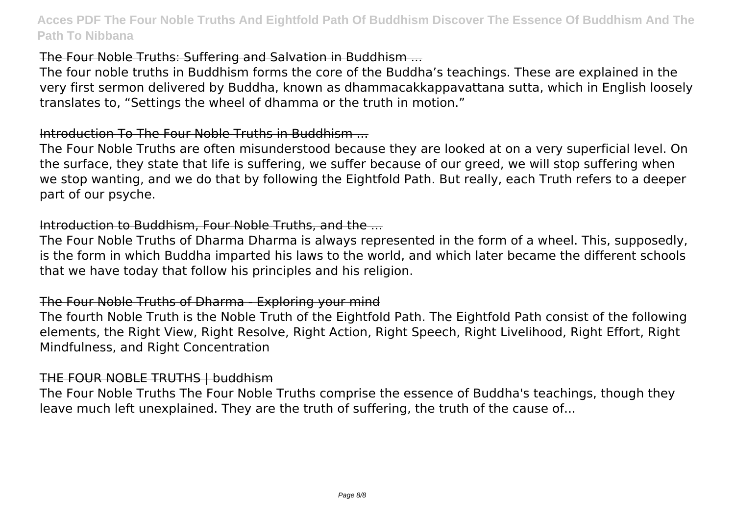The Four Noble Truths: Suffering and Salvation in Buddhism ...

The four noble truths in Buddhism forms the core of the Buddha's teachings. These are explained in the very first sermon delivered by Buddha, known as dhammacakkappavattana sutta, which in English loosely translates to, "Settings the wheel of dhamma or the truth in motion."

Introduction To The Four Noble Truths in Buddhism ...

The Four Noble Truths are often misunderstood because they are looked at on a very superficial level. On the surface, they state that life is suffering, we suffer because of our greed, we will stop suffering when we stop wanting, and we do that by following the Eightfold Path. But really, each Truth refers to a deeper part of our psyche.

Introduction to Buddhism, Four Noble Truths, and the ...

The Four Noble Truths of Dharma Dharma is always represented in the form of a wheel. This, supposedly, is the form in which Buddha imparted his laws to the world, and which later became the different schools that we have today that follow his principles and his religion.

The Four Noble Truths of Dharma - Exploring your mind

The fourth Noble Truth is the Noble Truth of the Eightfold Path. The Eightfold Path consist of the following elements, the Right View, Right Resolve, Right Action, Right Speech, Right Livelihood, Right Effort, Right Mindfulness, and Right Concentration

THE FOUR NOBLE TRUTHS | buddhism

The Four Noble Truths The Four Noble Truths comprise the essence of Buddha's teachings, though they leave much left unexplained. They are the truth of suffering, the truth of the cause of...